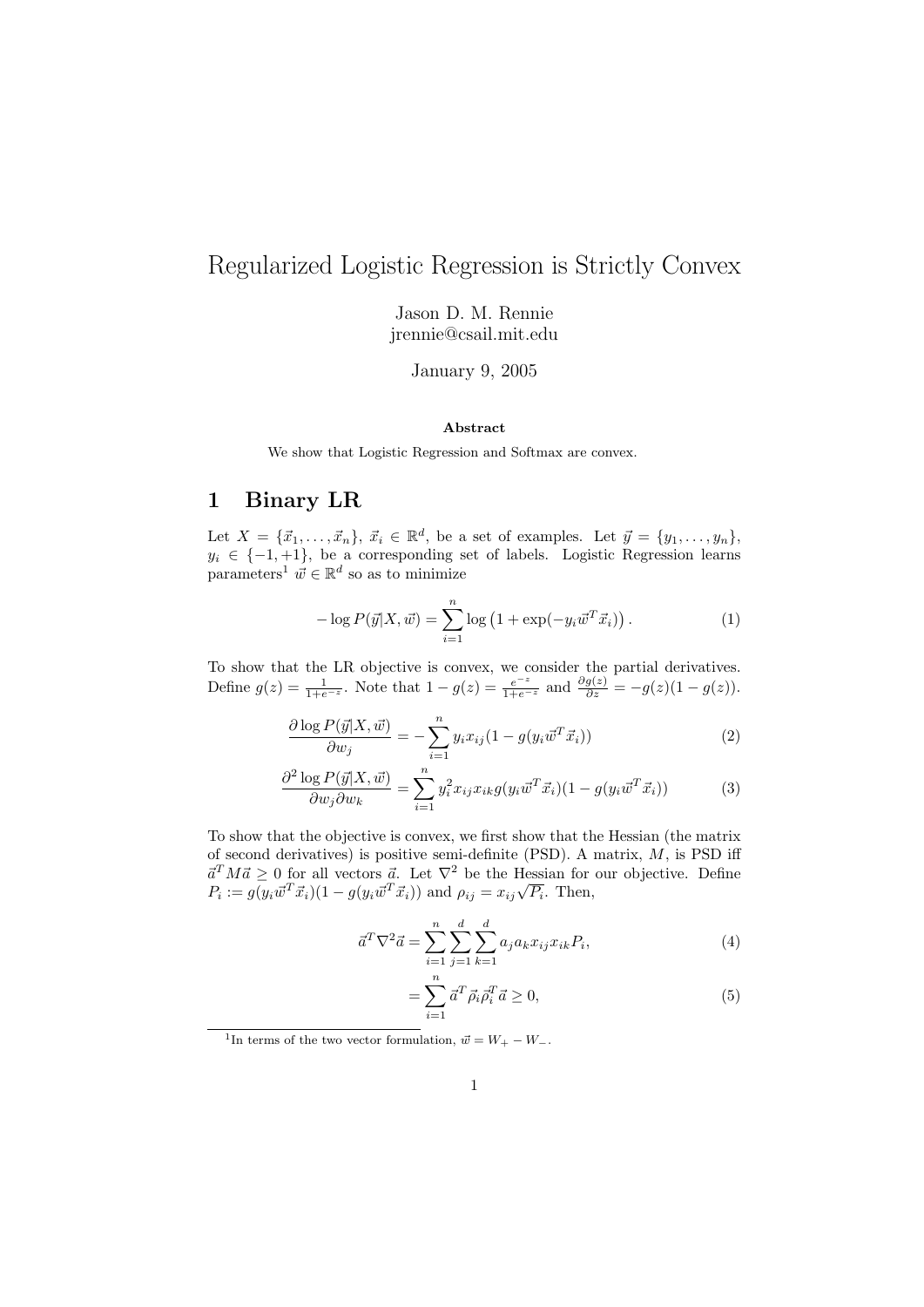# Regularized Logistic Regression is Strictly Convex

Jason D. M. Rennie
jrennie@csail.mit.edu

January 9, 2005

### Abstract

We show that Logistic Regression and Softmax are convex.

## 1 Binary LR

Let $X = \{\vec{x}_1, \ldots, \vec{x}_n\}$, $\vec{x}_i \in \mathbb{R}^d$, be a set of examples. Let $\vec{y} = \{y_1, \ldots, y_n\}$, $y_i \in \{-1, +1\}$, be a corresponding set of labels. Logistic Regression learns parameters[1] $\vec{w} \in \mathbb{R}^d$ so as to minimize

$$-\log P(\vec{y}|X, \vec{w}) = \sum_{i=1}^{n} \log\left(1 + \exp(-y_i \vec{w}^T \vec{x}_i)\right). \tag{1}$$

To show that the LR objective is convex, we consider the partial derivatives. Define $g(z) = \frac{1}{1+e^{-z}}$. Note that $1 - g(z) = \frac{e^{-z}}{1+e^{-z}}$ and $\frac{\partial g(z)}{\partial z} = -g(z)(1 - g(z))$.

$$\frac{\partial \log P(\vec{y}|X, \vec{w})}{\partial w_j} = -\sum_{i=1}^{n} y_i x_{ij}(1 - g(y_i \vec{w}^T \vec{x}_i)) \tag{2}$$

$$\frac{\partial^2 \log P(\vec{y}|X, \vec{w})}{\partial w_j \partial w_k} = \sum_{i=1}^{n} y_i^2 x_{ij} x_{ik} g(y_i \vec{w}^T \vec{x}_i)(1 - g(y_i \vec{w}^T \vec{x}_i)) \tag{3}$$

To show that the objective is convex, we first show that the Hessian (the matrix of second derivatives) is positive semi-definite (PSD). A matrix, $M$, is PSD iff $\vec{a}^T M \vec{a} \geq 0$ for all vectors $\vec{a}$. Let $\nabla^2$ be the Hessian for our objective. Define $P_i := g(y_i \vec{w}^T \vec{x}_i)(1 - g(y_i \vec{w}^T \vec{x}_i))$ and $\rho_{ij} = x_{ij}\sqrt{P_i}$. Then,

$$\vec{a}^T \nabla^2 \vec{a} = \sum_{i=1}^{n} \sum_{j=1}^{d} \sum_{k=1}^{d} a_j a_k x_{ij} x_{ik} P_i, \tag{4}$$

$$= \sum_{i=1}^{n} \vec{a}^T \vec{\rho}_i \vec{\rho}_i^T \vec{a} \geq 0, \tag{5}$$

[1] In terms of the two vector formulation, $\vec{w} = W_+ - W_-$.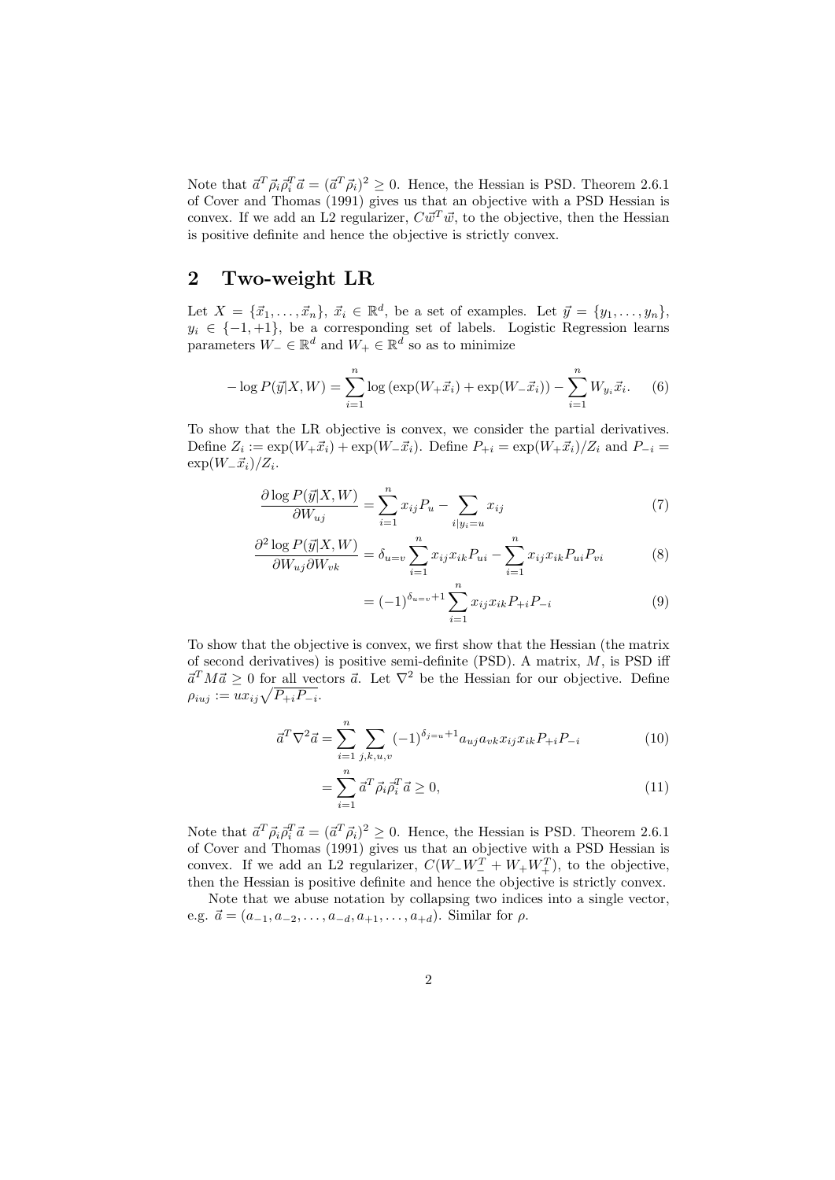Note that $\vec{a}^T \vec{\rho}_i \vec{\rho}_i^T \vec{a} = (\vec{a}^T \vec{\rho}_i)^2 \geq 0$. Hence, the Hessian is PSD. Theorem 2.6.1 of Cover and Thomas (1991) gives us that an objective with a PSD Hessian is convex. If we add an L2 regularizer, $C\vec{w}^T\vec{w}$, to the objective, then the Hessian is positive definite and hence the objective is strictly convex.

## 2 Two-weight LR

Let $X = \{\vec{x}_1, \ldots, \vec{x}_n\}$, $\vec{x}_i \in \mathbb{R}^d$, be a set of examples. Let $\vec{y} = \{y_1, \ldots, y_n\}$, $y_i \in \{-1, +1\}$, be a corresponding set of labels. Logistic Regression learns parameters $W_- \in \mathbb{R}^d$ and $W_+ \in \mathbb{R}^d$ so as to minimize

$$-\log P(\vec{y}|X, W) = \sum_{i=1}^{n} \log\left(\exp(W_+ \vec{x}_i) + \exp(W_- \vec{x}_i)\right) - \sum_{i=1}^{n} W_{y_i} \vec{x}_i. \quad (6)$$

To show that the LR objective is convex, we consider the partial derivatives. Define $Z_i := \exp(W_+\vec{x}_i) + \exp(W_-\vec{x}_i)$. Define $P_{+i} = \exp(W_+\vec{x}_i)/Z_i$ and $P_{-i} = \exp(W_-\vec{x}_i)/Z_i$.

$$\frac{\partial \log P(\vec{y}|X,W)}{\partial W_{uj}} = \sum_{i=1}^{n} x_{ij} P_u - \sum_{i|y_i=u} x_{ij} \quad (7)$$

$$\frac{\partial^2 \log P(\vec{y}|X,W)}{\partial W_{uj} \partial W_{vk}} = \delta_{u=v} \sum_{i=1}^{n} x_{ij} x_{ik} P_{ui} - \sum_{i=1}^{n} x_{ij} x_{ik} P_{ui} P_{vi} \quad (8)$$

$$= (-1)^{\delta_{u=v}+1} \sum_{i=1}^{n} x_{ij} x_{ik} P_{+i} P_{-i} \quad (9)$$

To show that the objective is convex, we first show that the Hessian (the matrix of second derivatives) is positive semi-definite (PSD). A matrix, $M$, is PSD iff $\vec{a}^T M \vec{a} \geq 0$ for all vectors $\vec{a}$. Let $\nabla^2$ be the Hessian for our objective. Define $\rho_{iuj} := u x_{ij} \sqrt{P_{+i} P_{-i}}$.

$$\vec{a}^T \nabla^2 \vec{a} = \sum_{i=1}^{n} \sum_{j,k,u,v} (-1)^{\delta_{j=u}+1} a_{uj} a_{vk} x_{ij} x_{ik} P_{+i} P_{-i} \quad (10)$$

$$= \sum_{i=1}^{n} \vec{a}^T \vec{\rho}_i \vec{\rho}_i^T \vec{a} \geq 0, \quad (11)$$

Note that $\vec{a}^T \vec{\rho}_i \vec{\rho}_i^T \vec{a} = (\vec{a}^T \vec{\rho}_i)^2 \geq 0$. Hence, the Hessian is PSD. Theorem 2.6.1 of Cover and Thomas (1991) gives us that an objective with a PSD Hessian is convex. If we add an L2 regularizer, $C(W_- W_-^T + W_+ W_+^T)$, to the objective, then the Hessian is positive definite and hence the objective is strictly convex.

Note that we abuse notation by collapsing two indices into a single vector, e.g. $\vec{a} = (a_{-1}, a_{-2}, \ldots, a_{-d}, a_{+1}, \ldots, a_{+d})$. Similar for $\rho$.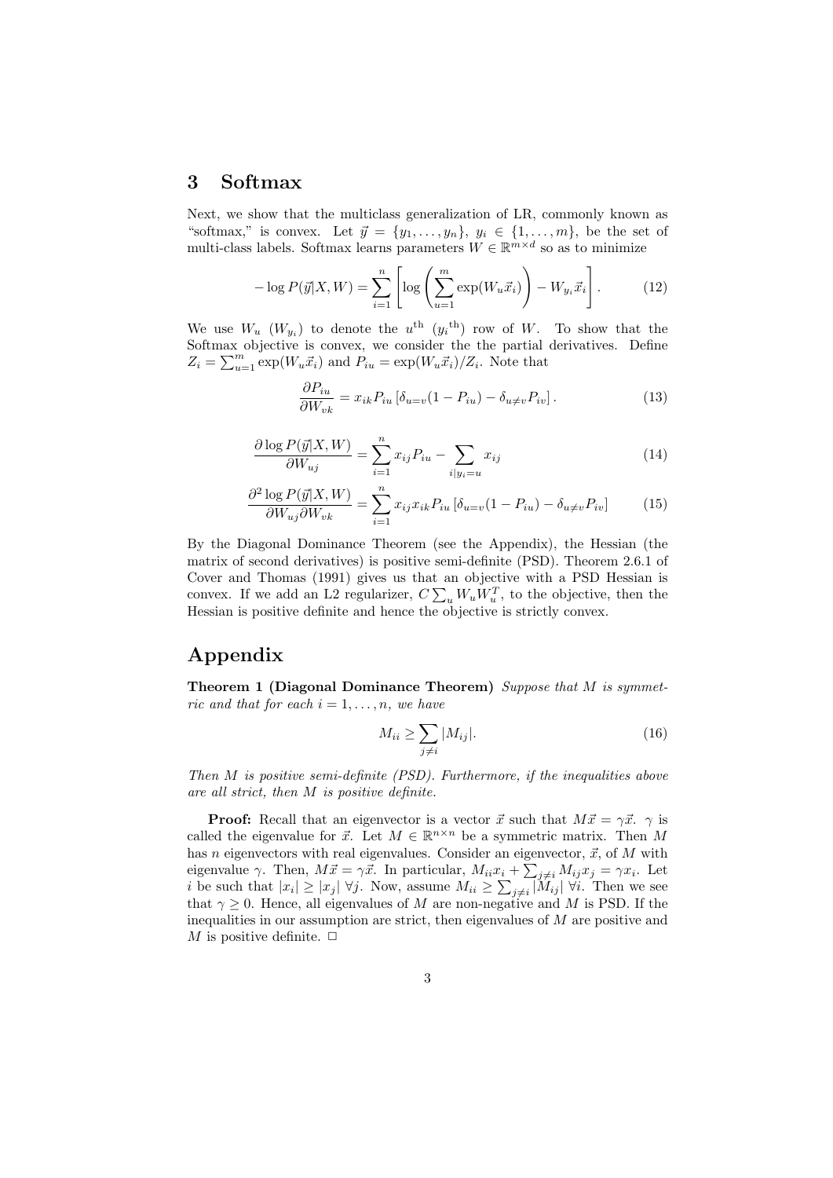## 3 Softmax

Next, we show that the multiclass generalization of LR, commonly known as "softmax," is convex. Let $\vec{y} = \{y_1, \ldots, y_n\}$, $y_i \in \{1, \ldots, m\}$, be the set of multi-class labels. Softmax learns parameters $W \in \mathbb{R}^{m \times d}$ so as to minimize

$$-\log P(\vec{y}|X, W) = \sum_{i=1}^{n} \left[ \log \left( \sum_{u=1}^{m} \exp(W_u \vec{x}_i) \right) - W_{y_i} \vec{x}_i \right]. \tag{12}$$

We use $W_u$ ($W_{y_i}$) to denote the $u^{\text{th}}$ ($y_i{}^{\text{th}}$) row of $W$. To show that the Softmax objective is convex, we consider the the partial derivatives. Define $Z_i = \sum_{u=1}^{m} \exp(W_u \vec{x}_i)$ and $P_{iu} = \exp(W_u \vec{x}_i)/Z_i$. Note that

$$\frac{\partial P_{iu}}{\partial W_{vk}} = x_{ik} P_{iu} \left[ \delta_{u=v}(1 - P_{iu}) - \delta_{u \neq v} P_{iv} \right]. \tag{13}$$

$$\frac{\partial \log P(\vec{y}|X, W)}{\partial W_{uj}} = \sum_{i=1}^{n} x_{ij} P_{iu} - \sum_{i|y_i=u} x_{ij} \tag{14}$$

$$\frac{\partial^2 \log P(\vec{y}|X, W)}{\partial W_{uj} \partial W_{vk}} = \sum_{i=1}^{n} x_{ij} x_{ik} P_{iu} \left[ \delta_{u=v}(1 - P_{iu}) - \delta_{u \neq v} P_{iv} \right] \tag{15}$$

By the Diagonal Dominance Theorem (see the Appendix), the Hessian (the matrix of second derivatives) is positive semi-definite (PSD). Theorem 2.6.1 of Cover and Thomas (1991) gives us that an objective with a PSD Hessian is convex. If we add an L2 regularizer, $C \sum_u W_u W_u^T$, to the objective, then the Hessian is positive definite and hence the objective is strictly convex.

## Appendix

**Theorem 1 (Diagonal Dominance Theorem)** *Suppose that $M$ is symmetric and that for each $i = 1, \ldots, n$, we have*

$$M_{ii} \geq \sum_{j \neq i} |M_{ij}|. \tag{16}$$

*Then $M$ is positive semi-definite (PSD). Furthermore, if the inequalities above are all strict, then $M$ is positive definite.*

**Proof:** Recall that an eigenvector is a vector $\vec{x}$ such that $M\vec{x} = \gamma \vec{x}$. $\gamma$ is called the eigenvalue for $\vec{x}$. Let $M \in \mathbb{R}^{n \times n}$ be a symmetric matrix. Then $M$ has $n$ eigenvectors with real eigenvalues. Consider an eigenvector, $\vec{x}$, of $M$ with eigenvalue $\gamma$. Then, $M\vec{x} = \gamma \vec{x}$. In particular, $M_{ii} x_i + \sum_{j \neq i} M_{ij} x_j = \gamma x_i$. Let $i$ be such that $|x_i| \geq |x_j| \; \forall j$. Now, assume $M_{ii} \geq \sum_{j \neq i} |M_{ij}| \; \forall i$. Then we see that $\gamma \geq 0$. Hence, all eigenvalues of $M$ are non-negative and $M$ is PSD. If the inequalities in our assumption are strict, then eigenvalues of $M$ are positive and $M$ is positive definite. $\square$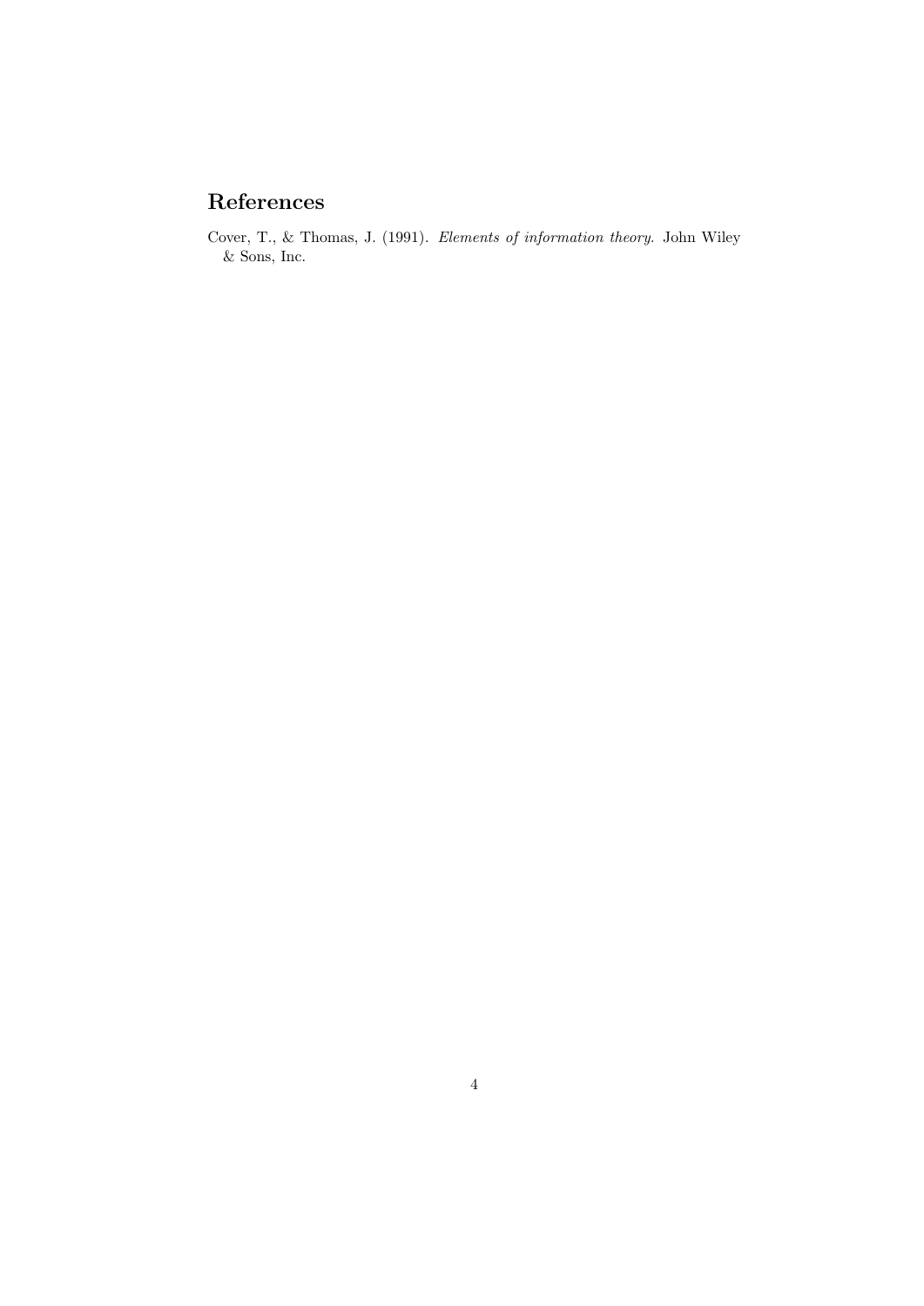## References

Cover, T., & Thomas, J. (1991). *Elements of information theory*. John Wiley & Sons, Inc.